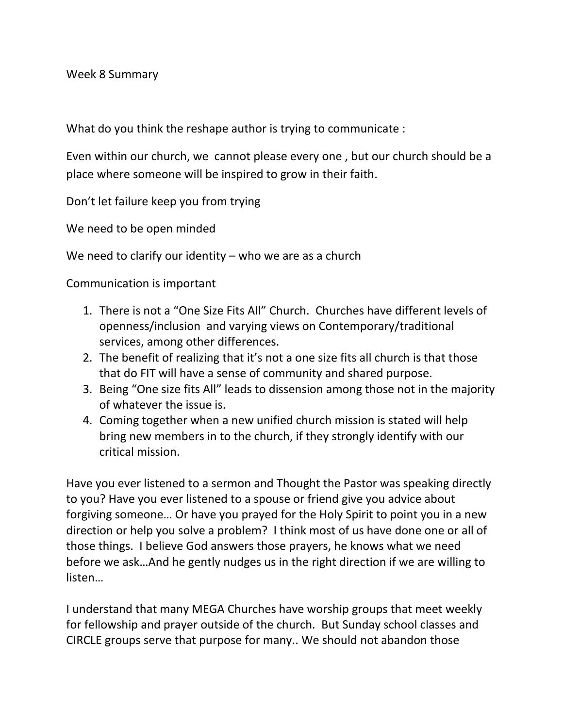Week 8 Summary

What do you think the reshape author is trying to communicate :

Even within our church, we cannot please every one , but our church should be a place where someone will be inspired to grow in their faith.

Don't let failure keep you from trying

We need to be open minded

We need to clarify our identity – who we are as a church

Communication is important

1. There is not a "One Size Fits All" Church. Churches have different levels of openness/inclusion and varying views on Contemporary/traditional services, among other differences.
2. The benefit of realizing that it's not a one size fits all church is that those that do FIT will have a sense of community and shared purpose.
3. Being "One size fits All" leads to dissension among those not in the majority of whatever the issue is.
4. Coming together when a new unified church mission is stated will help bring new members in to the church, if they strongly identify with our critical mission.

Have you ever listened to a sermon and Thought the Pastor was speaking directly to you? Have you ever listened to a spouse or friend give you advice about forgiving someone… Or have you prayed for the Holy Spirit to point you in a new direction or help you solve a problem? I think most of us have done one or all of those things. I believe God answers those prayers, he knows what we need before we ask…And he gently nudges us in the right direction if we are willing to listen…

I understand that many MEGA Churches have worship groups that meet weekly for fellowship and prayer outside of the church. But Sunday school classes and CIRCLE groups serve that purpose for many.. We should not abandon those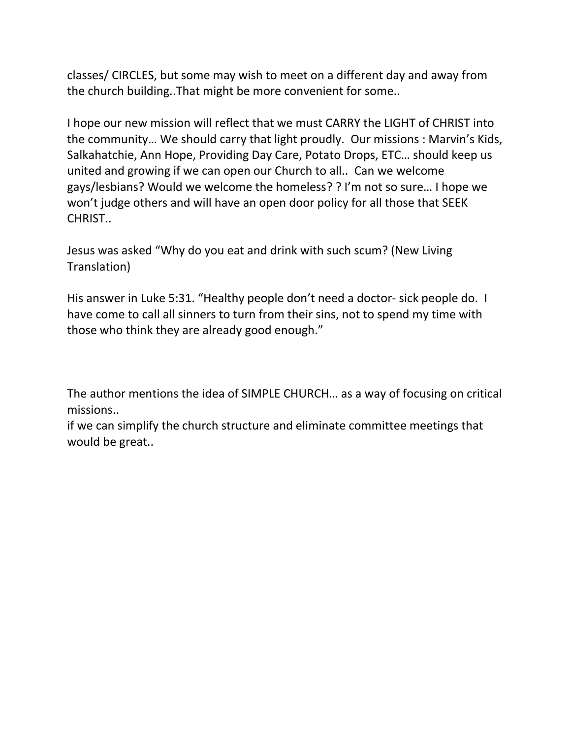classes/ CIRCLES, but some may wish to meet on a different day and away from the church building..That might be more convenient for some..

I hope our new mission will reflect that we must CARRY the LIGHT of CHRIST into the community… We should carry that light proudly. Our missions : Marvin's Kids, Salkahatchie, Ann Hope, Providing Day Care, Potato Drops, ETC… should keep us united and growing if we can open our Church to all.. Can we welcome gays/lesbians? Would we welcome the homeless? ? I'm not so sure… I hope we won't judge others and will have an open door policy for all those that SEEK CHRIST..

Jesus was asked "Why do you eat and drink with such scum? (New Living Translation)

His answer in Luke 5:31. "Healthy people don't need a doctor- sick people do. I have come to call all sinners to turn from their sins, not to spend my time with those who think they are already good enough."

The author mentions the idea of SIMPLE CHURCH… as a way of focusing on critical missions..
if we can simplify the church structure and eliminate committee meetings that would be great..